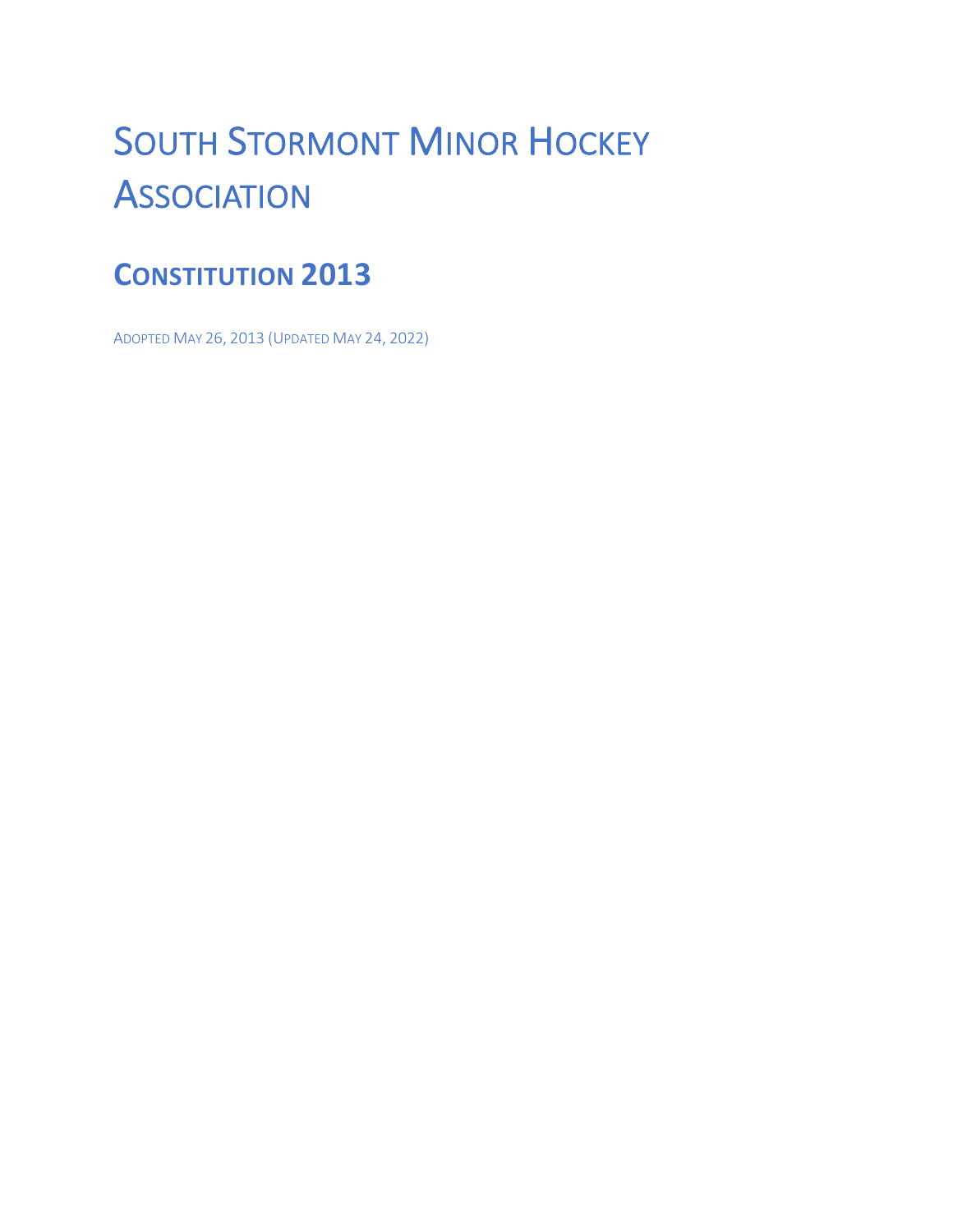# South Stormont Minor Hockey Association

## Constitution 2013

Adopted May 26, 2013 (Updated May 24, 2022)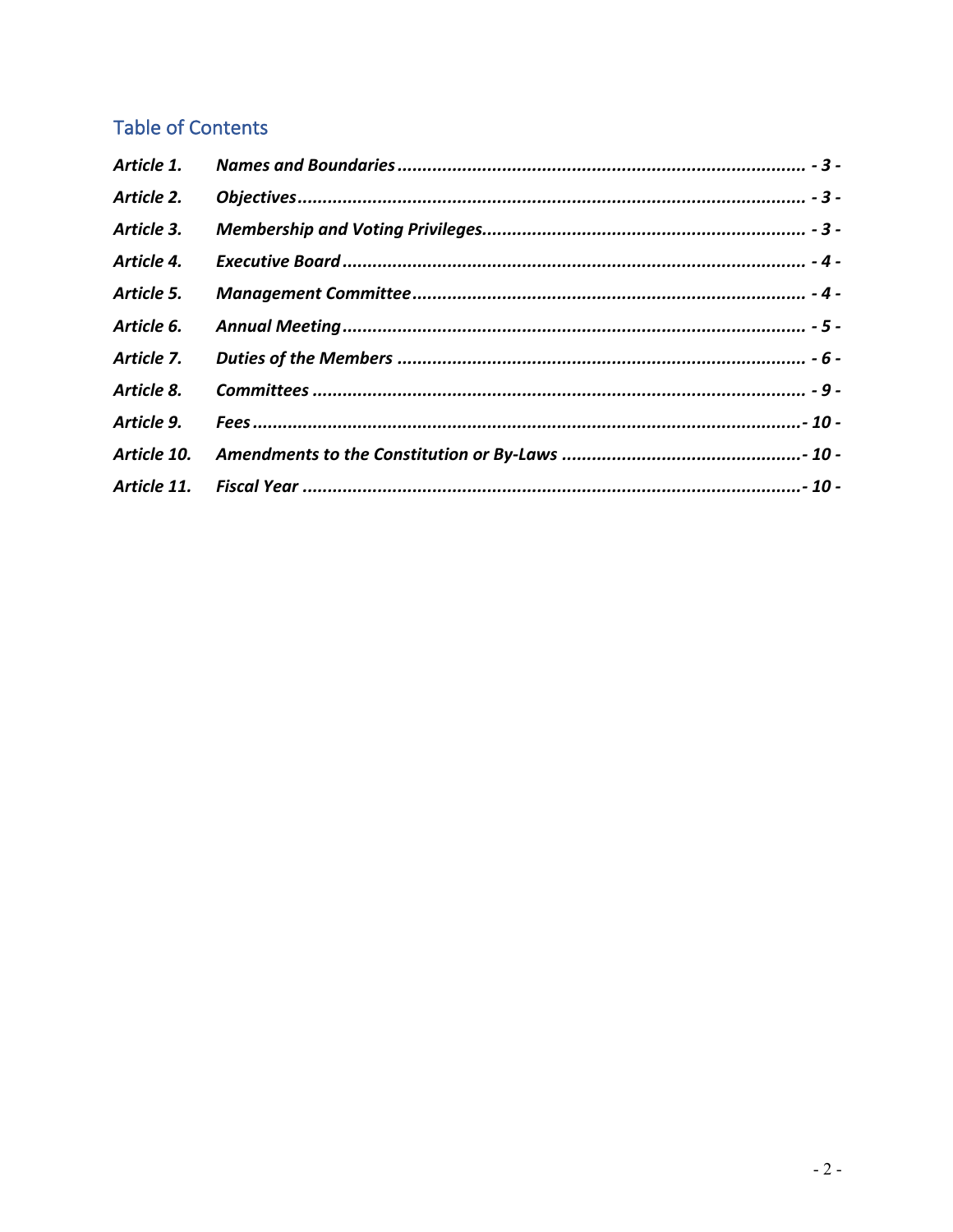## Table of Contents

| | | |
|---|---|---|
| ***Article 1.*** | ***Names and Boundaries*** | ***- 3 -*** |
| ***Article 2.*** | ***Objectives*** | ***- 3 -*** |
| ***Article 3.*** | ***Membership and Voting Privileges*** | ***- 3 -*** |
| ***Article 4.*** | ***Executive Board*** | ***- 4 -*** |
| ***Article 5.*** | ***Management Committee*** | ***- 4 -*** |
| ***Article 6.*** | ***Annual Meeting*** | ***- 5 -*** |
| ***Article 7.*** | ***Duties of the Members*** | ***- 6 -*** |
| ***Article 8.*** | ***Committees*** | ***- 9 -*** |
| ***Article 9.*** | ***Fees*** | ***- 10 -*** |
| ***Article 10.*** | ***Amendments to the Constitution or By-Laws*** | ***- 10 -*** |
| ***Article 11.*** | ***Fiscal Year*** | ***- 10 -*** |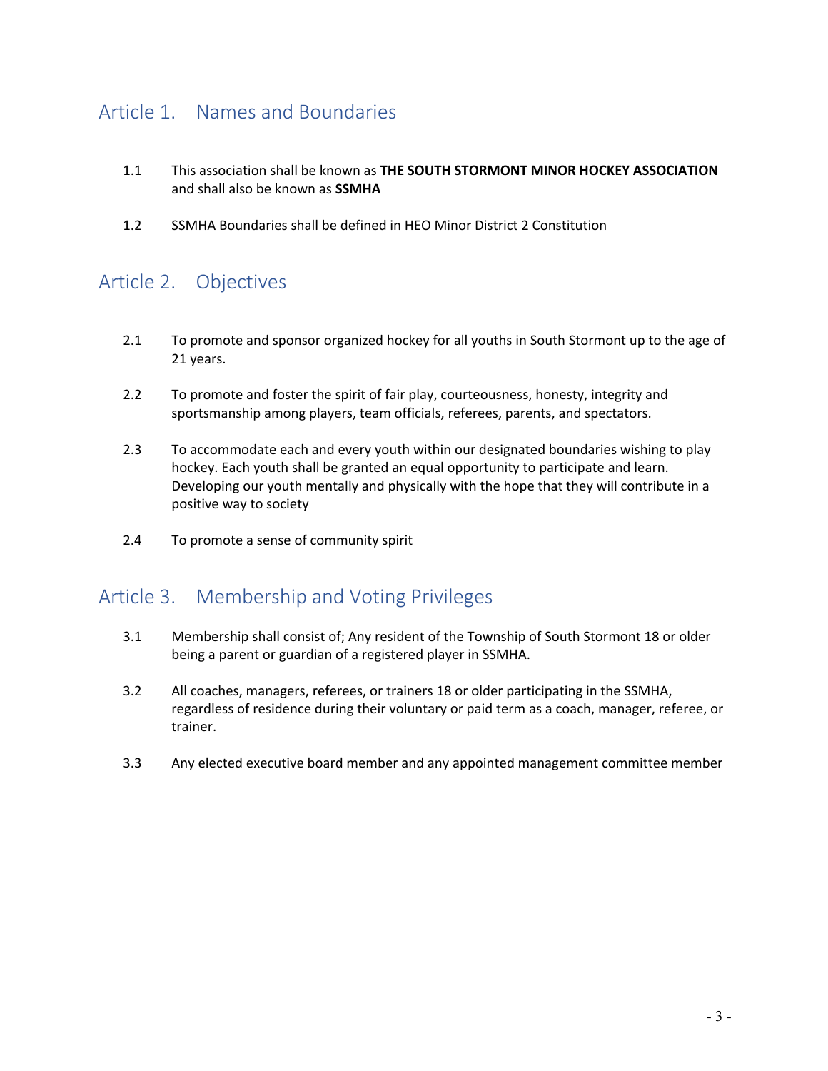## Article 1. Names and Boundaries

1.1 This association shall be known as **THE SOUTH STORMONT MINOR HOCKEY ASSOCIATION** and shall also be known as **SSMHA**

1.2 SSMHA Boundaries shall be defined in HEO Minor District 2 Constitution

## Article 2. Objectives

2.1 To promote and sponsor organized hockey for all youths in South Stormont up to the age of 21 years.

2.2 To promote and foster the spirit of fair play, courteousness, honesty, integrity and sportsmanship among players, team officials, referees, parents, and spectators.

2.3 To accommodate each and every youth within our designated boundaries wishing to play hockey. Each youth shall be granted an equal opportunity to participate and learn. Developing our youth mentally and physically with the hope that they will contribute in a positive way to society

2.4 To promote a sense of community spirit

## Article 3. Membership and Voting Privileges

3.1 Membership shall consist of; Any resident of the Township of South Stormont 18 or older being a parent or guardian of a registered player in SSMHA.

3.2 All coaches, managers, referees, or trainers 18 or older participating in the SSMHA, regardless of residence during their voluntary or paid term as a coach, manager, referee, or trainer.

3.3 Any elected executive board member and any appointed management committee member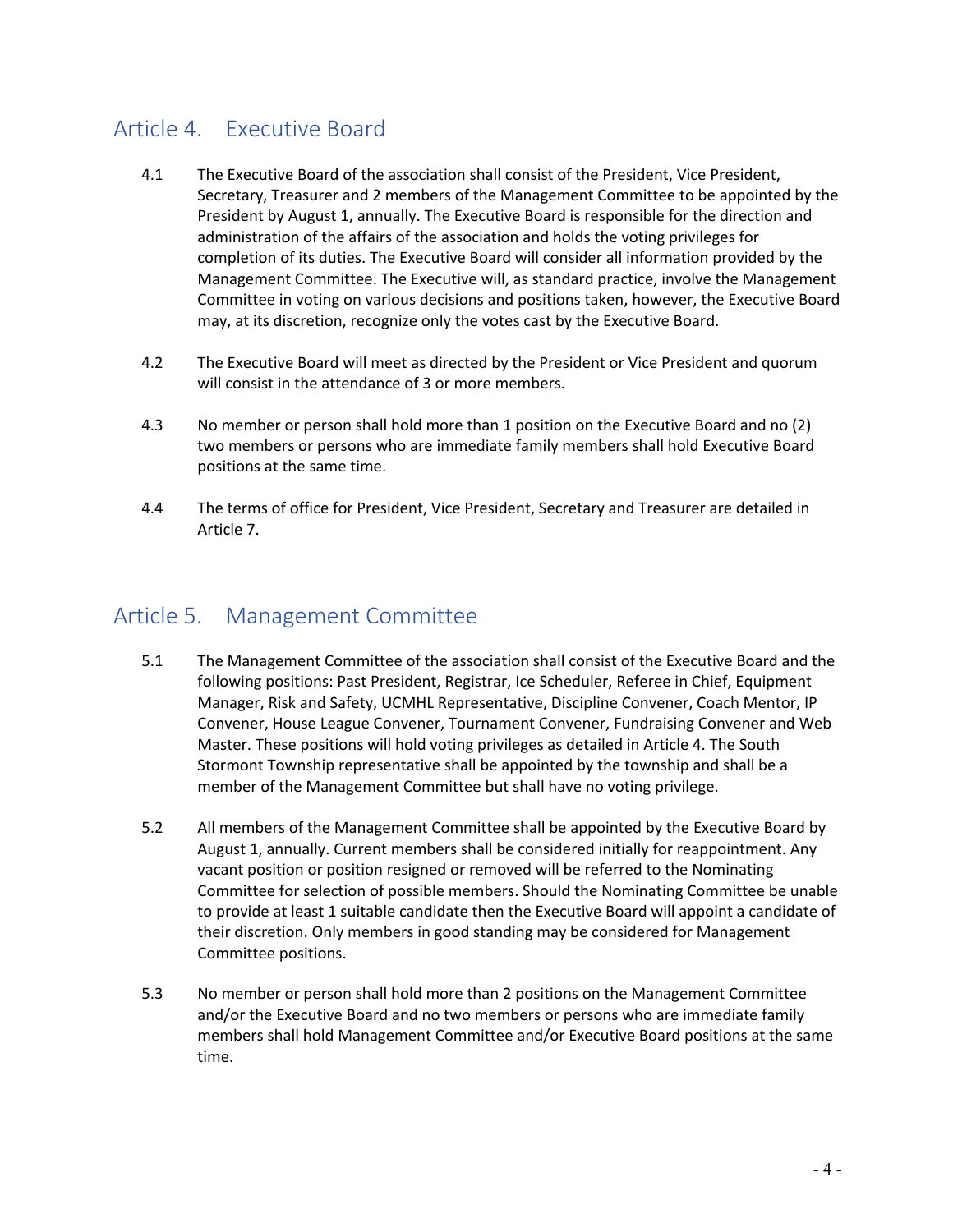## Article 4. Executive Board

4.1 The Executive Board of the association shall consist of the President, Vice President, Secretary, Treasurer and 2 members of the Management Committee to be appointed by the President by August 1, annually. The Executive Board is responsible for the direction and administration of the affairs of the association and holds the voting privileges for completion of its duties. The Executive Board will consider all information provided by the Management Committee. The Executive will, as standard practice, involve the Management Committee in voting on various decisions and positions taken, however, the Executive Board may, at its discretion, recognize only the votes cast by the Executive Board.

4.2 The Executive Board will meet as directed by the President or Vice President and quorum will consist in the attendance of 3 or more members.

4.3 No member or person shall hold more than 1 position on the Executive Board and no (2) two members or persons who are immediate family members shall hold Executive Board positions at the same time.

4.4 The terms of office for President, Vice President, Secretary and Treasurer are detailed in Article 7.

## Article 5. Management Committee

5.1 The Management Committee of the association shall consist of the Executive Board and the following positions: Past President, Registrar, Ice Scheduler, Referee in Chief, Equipment Manager, Risk and Safety, UCMHL Representative, Discipline Convener, Coach Mentor, IP Convener, House League Convener, Tournament Convener, Fundraising Convener and Web Master. These positions will hold voting privileges as detailed in Article 4. The South Stormont Township representative shall be appointed by the township and shall be a member of the Management Committee but shall have no voting privilege.

5.2 All members of the Management Committee shall be appointed by the Executive Board by August 1, annually. Current members shall be considered initially for reappointment. Any vacant position or position resigned or removed will be referred to the Nominating Committee for selection of possible members. Should the Nominating Committee be unable to provide at least 1 suitable candidate then the Executive Board will appoint a candidate of their discretion. Only members in good standing may be considered for Management Committee positions.

5.3 No member or person shall hold more than 2 positions on the Management Committee and/or the Executive Board and no two members or persons who are immediate family members shall hold Management Committee and/or Executive Board positions at the same time.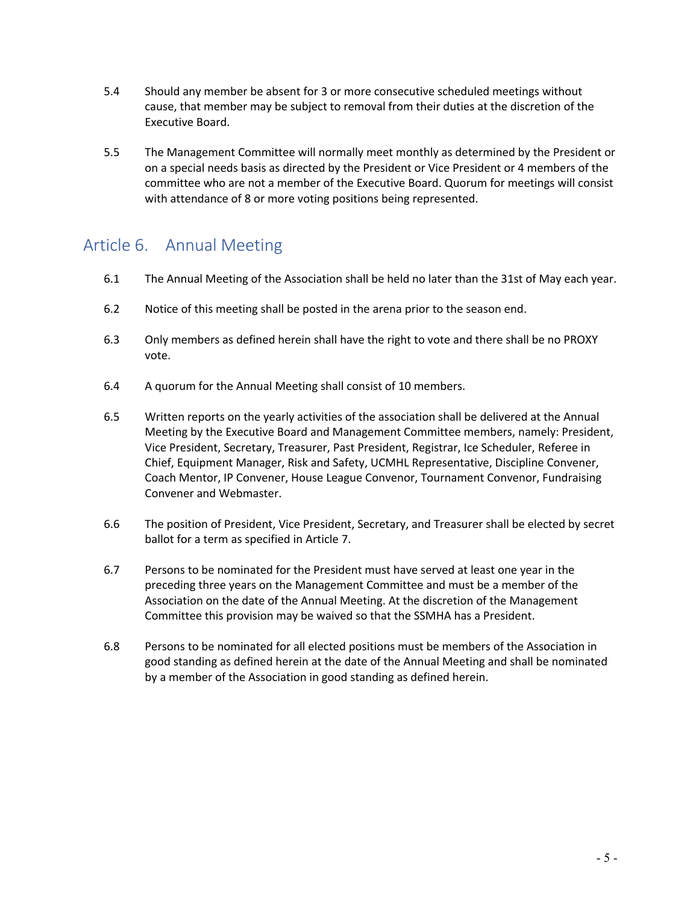5.4 Should any member be absent for 3 or more consecutive scheduled meetings without cause, that member may be subject to removal from their duties at the discretion of the Executive Board.

5.5 The Management Committee will normally meet monthly as determined by the President or on a special needs basis as directed by the President or Vice President or 4 members of the committee who are not a member of the Executive Board. Quorum for meetings will consist with attendance of 8 or more voting positions being represented.

## Article 6. Annual Meeting

6.1 The Annual Meeting of the Association shall be held no later than the 31st of May each year.

6.2 Notice of this meeting shall be posted in the arena prior to the season end.

6.3 Only members as defined herein shall have the right to vote and there shall be no PROXY vote.

6.4 A quorum for the Annual Meeting shall consist of 10 members.

6.5 Written reports on the yearly activities of the association shall be delivered at the Annual Meeting by the Executive Board and Management Committee members, namely: President, Vice President, Secretary, Treasurer, Past President, Registrar, Ice Scheduler, Referee in Chief, Equipment Manager, Risk and Safety, UCMHL Representative, Discipline Convener, Coach Mentor, IP Convener, House League Convenor, Tournament Convenor, Fundraising Convener and Webmaster.

6.6 The position of President, Vice President, Secretary, and Treasurer shall be elected by secret ballot for a term as specified in Article 7.

6.7 Persons to be nominated for the President must have served at least one year in the preceding three years on the Management Committee and must be a member of the Association on the date of the Annual Meeting. At the discretion of the Management Committee this provision may be waived so that the SSMHA has a President.

6.8 Persons to be nominated for all elected positions must be members of the Association in good standing as defined herein at the date of the Annual Meeting and shall be nominated by a member of the Association in good standing as defined herein.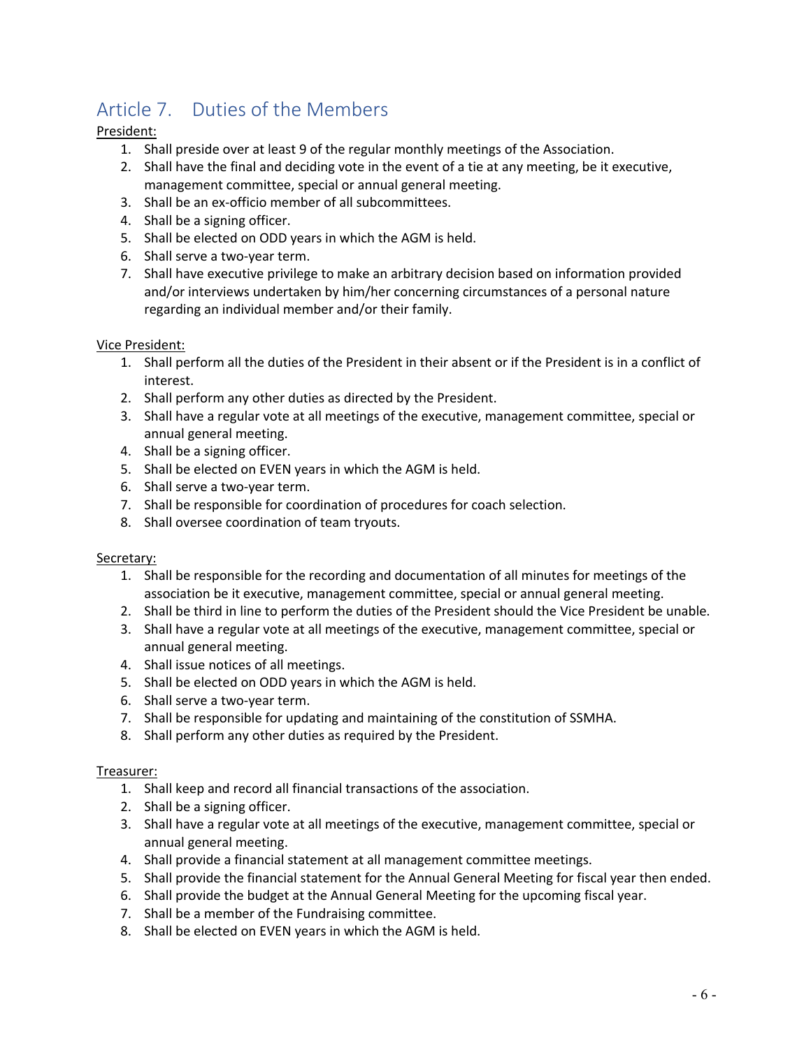## Article 7. Duties of the Members

President:

1. Shall preside over at least 9 of the regular monthly meetings of the Association.
2. Shall have the final and deciding vote in the event of a tie at any meeting, be it executive, management committee, special or annual general meeting.
3. Shall be an ex-officio member of all subcommittees.
4. Shall be a signing officer.
5. Shall be elected on ODD years in which the AGM is held.
6. Shall serve a two-year term.
7. Shall have executive privilege to make an arbitrary decision based on information provided and/or interviews undertaken by him/her concerning circumstances of a personal nature regarding an individual member and/or their family.

Vice President:

1. Shall perform all the duties of the President in their absent or if the President is in a conflict of interest.
2. Shall perform any other duties as directed by the President.
3. Shall have a regular vote at all meetings of the executive, management committee, special or annual general meeting.
4. Shall be a signing officer.
5. Shall be elected on EVEN years in which the AGM is held.
6. Shall serve a two-year term.
7. Shall be responsible for coordination of procedures for coach selection.
8. Shall oversee coordination of team tryouts.

Secretary:

1. Shall be responsible for the recording and documentation of all minutes for meetings of the association be it executive, management committee, special or annual general meeting.
2. Shall be third in line to perform the duties of the President should the Vice President be unable.
3. Shall have a regular vote at all meetings of the executive, management committee, special or annual general meeting.
4. Shall issue notices of all meetings.
5. Shall be elected on ODD years in which the AGM is held.
6. Shall serve a two-year term.
7. Shall be responsible for updating and maintaining of the constitution of SSMHA.
8. Shall perform any other duties as required by the President.

Treasurer:

1. Shall keep and record all financial transactions of the association.
2. Shall be a signing officer.
3. Shall have a regular vote at all meetings of the executive, management committee, special or annual general meeting.
4. Shall provide a financial statement at all management committee meetings.
5. Shall provide the financial statement for the Annual General Meeting for fiscal year then ended.
6. Shall provide the budget at the Annual General Meeting for the upcoming fiscal year.
7. Shall be a member of the Fundraising committee.
8. Shall be elected on EVEN years in which the AGM is held.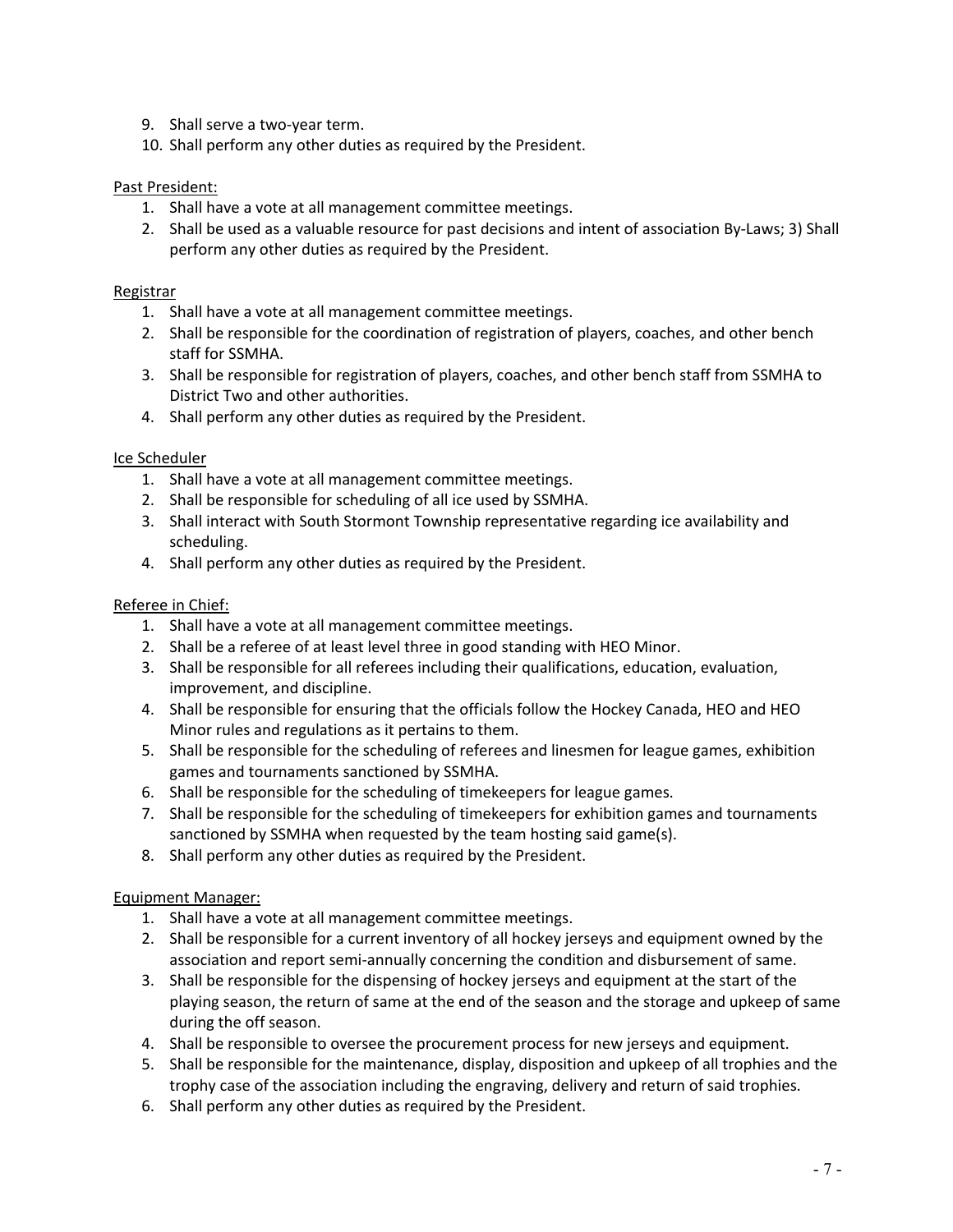9. Shall serve a two-year term.
10. Shall perform any other duties as required by the President.

<u>Past President:</u>

1. Shall have a vote at all management committee meetings.
2. Shall be used as a valuable resource for past decisions and intent of association By-Laws; 3) Shall perform any other duties as required by the President.

<u>Registrar</u>

1. Shall have a vote at all management committee meetings.
2. Shall be responsible for the coordination of registration of players, coaches, and other bench staff for SSMHA.
3. Shall be responsible for registration of players, coaches, and other bench staff from SSMHA to District Two and other authorities.
4. Shall perform any other duties as required by the President.

<u>Ice Scheduler</u>

1. Shall have a vote at all management committee meetings.
2. Shall be responsible for scheduling of all ice used by SSMHA.
3. Shall interact with South Stormont Township representative regarding ice availability and scheduling.
4. Shall perform any other duties as required by the President.

<u>Referee in Chief:</u>

1. Shall have a vote at all management committee meetings.
2. Shall be a referee of at least level three in good standing with HEO Minor.
3. Shall be responsible for all referees including their qualifications, education, evaluation, improvement, and discipline.
4. Shall be responsible for ensuring that the officials follow the Hockey Canada, HEO and HEO Minor rules and regulations as it pertains to them.
5. Shall be responsible for the scheduling of referees and linesmen for league games, exhibition games and tournaments sanctioned by SSMHA.
6. Shall be responsible for the scheduling of timekeepers for league games.
7. Shall be responsible for the scheduling of timekeepers for exhibition games and tournaments sanctioned by SSMHA when requested by the team hosting said game(s).
8. Shall perform any other duties as required by the President.

<u>Equipment Manager:</u>

1. Shall have a vote at all management committee meetings.
2. Shall be responsible for a current inventory of all hockey jerseys and equipment owned by the association and report semi-annually concerning the condition and disbursement of same.
3. Shall be responsible for the dispensing of hockey jerseys and equipment at the start of the playing season, the return of same at the end of the season and the storage and upkeep of same during the off season.
4. Shall be responsible to oversee the procurement process for new jerseys and equipment.
5. Shall be responsible for the maintenance, display, disposition and upkeep of all trophies and the trophy case of the association including the engraving, delivery and return of said trophies.
6. Shall perform any other duties as required by the President.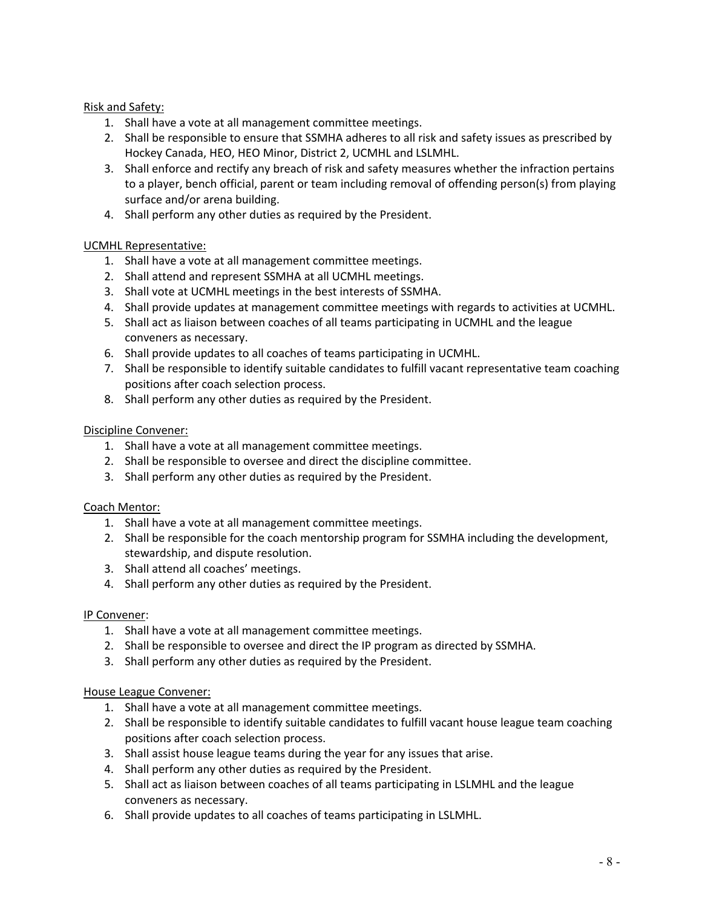<u>Risk and Safety:</u>

1. Shall have a vote at all management committee meetings.
2. Shall be responsible to ensure that SSMHA adheres to all risk and safety issues as prescribed by Hockey Canada, HEO, HEO Minor, District 2, UCMHL and LSLMHL.
3. Shall enforce and rectify any breach of risk and safety measures whether the infraction pertains to a player, bench official, parent or team including removal of offending person(s) from playing surface and/or arena building.
4. Shall perform any other duties as required by the President.

<u>UCMHL Representative:</u>

1. Shall have a vote at all management committee meetings.
2. Shall attend and represent SSMHA at all UCMHL meetings.
3. Shall vote at UCMHL meetings in the best interests of SSMHA.
4. Shall provide updates at management committee meetings with regards to activities at UCMHL.
5. Shall act as liaison between coaches of all teams participating in UCMHL and the league conveners as necessary.
6. Shall provide updates to all coaches of teams participating in UCMHL.
7. Shall be responsible to identify suitable candidates to fulfill vacant representative team coaching positions after coach selection process.
8. Shall perform any other duties as required by the President.

<u>Discipline Convener:</u>

1. Shall have a vote at all management committee meetings.
2. Shall be responsible to oversee and direct the discipline committee.
3. Shall perform any other duties as required by the President.

<u>Coach Mentor:</u>

1. Shall have a vote at all management committee meetings.
2. Shall be responsible for the coach mentorship program for SSMHA including the development, stewardship, and dispute resolution.
3. Shall attend all coaches' meetings.
4. Shall perform any other duties as required by the President.

<u>IP Convener</u>:

1. Shall have a vote at all management committee meetings.
2. Shall be responsible to oversee and direct the IP program as directed by SSMHA.
3. Shall perform any other duties as required by the President.

<u>House League Convener:</u>

1. Shall have a vote at all management committee meetings.
2. Shall be responsible to identify suitable candidates to fulfill vacant house league team coaching positions after coach selection process.
3. Shall assist house league teams during the year for any issues that arise.
4. Shall perform any other duties as required by the President.
5. Shall act as liaison between coaches of all teams participating in LSLMHL and the league conveners as necessary.
6. Shall provide updates to all coaches of teams participating in LSLMHL.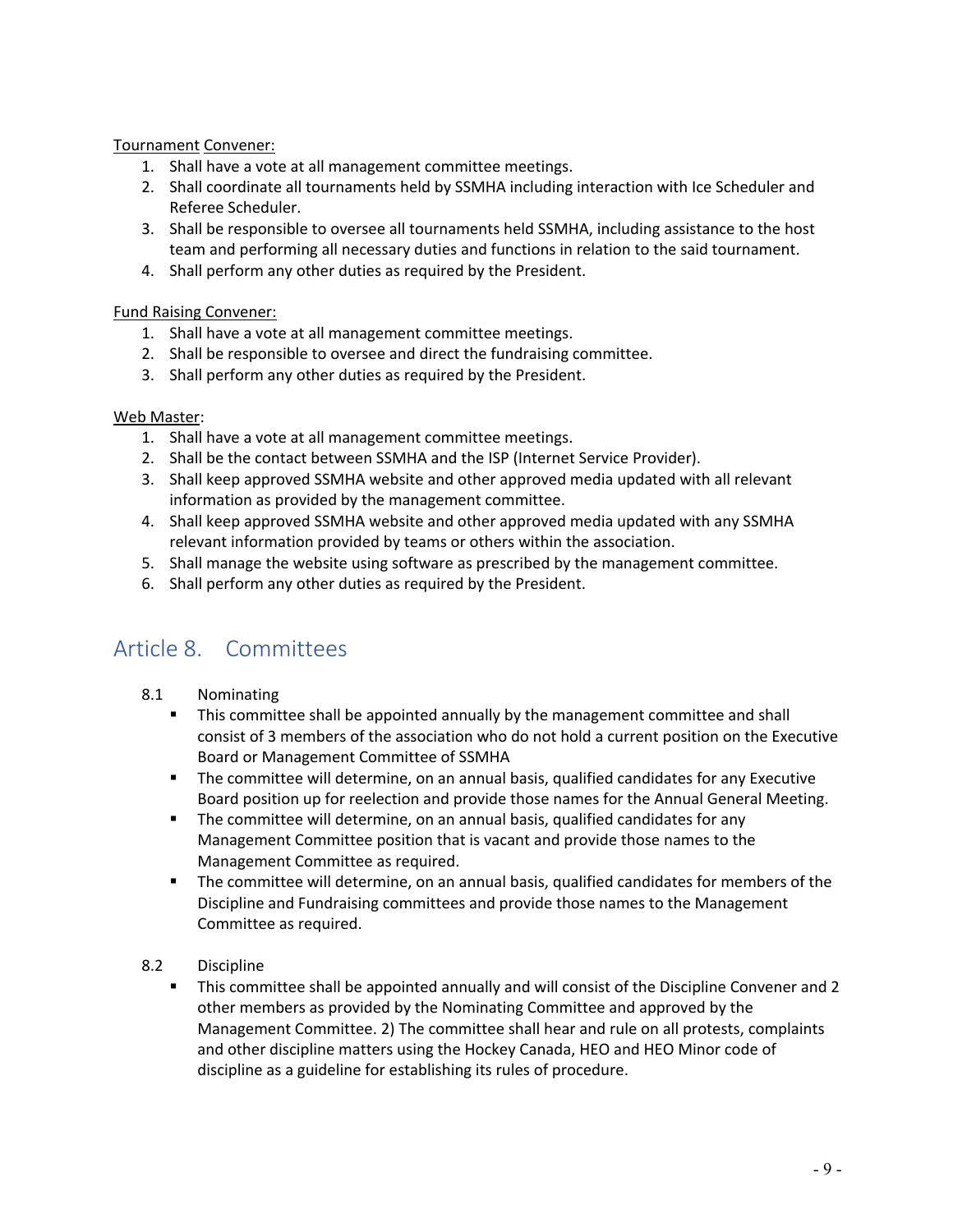Tournament Convener:

1. Shall have a vote at all management committee meetings.
2. Shall coordinate all tournaments held by SSMHA including interaction with Ice Scheduler and Referee Scheduler.
3. Shall be responsible to oversee all tournaments held SSMHA, including assistance to the host team and performing all necessary duties and functions in relation to the said tournament.
4. Shall perform any other duties as required by the President.

Fund Raising Convener:

1. Shall have a vote at all management committee meetings.
2. Shall be responsible to oversee and direct the fundraising committee.
3. Shall perform any other duties as required by the President.

Web Master:

1. Shall have a vote at all management committee meetings.
2. Shall be the contact between SSMHA and the ISP (Internet Service Provider).
3. Shall keep approved SSMHA website and other approved media updated with all relevant information as provided by the management committee.
4. Shall keep approved SSMHA website and other approved media updated with any SSMHA relevant information provided by teams or others within the association.
5. Shall manage the website using software as prescribed by the management committee.
6. Shall perform any other duties as required by the President.

## Article 8. Committees

8.1 Nominating

- This committee shall be appointed annually by the management committee and shall consist of 3 members of the association who do not hold a current position on the Executive Board or Management Committee of SSMHA
- The committee will determine, on an annual basis, qualified candidates for any Executive Board position up for reelection and provide those names for the Annual General Meeting.
- The committee will determine, on an annual basis, qualified candidates for any Management Committee position that is vacant and provide those names to the Management Committee as required.
- The committee will determine, on an annual basis, qualified candidates for members of the Discipline and Fundraising committees and provide those names to the Management Committee as required.

8.2 Discipline

- This committee shall be appointed annually and will consist of the Discipline Convener and 2 other members as provided by the Nominating Committee and approved by the Management Committee. 2) The committee shall hear and rule on all protests, complaints and other discipline matters using the Hockey Canada, HEO and HEO Minor code of discipline as a guideline for establishing its rules of procedure.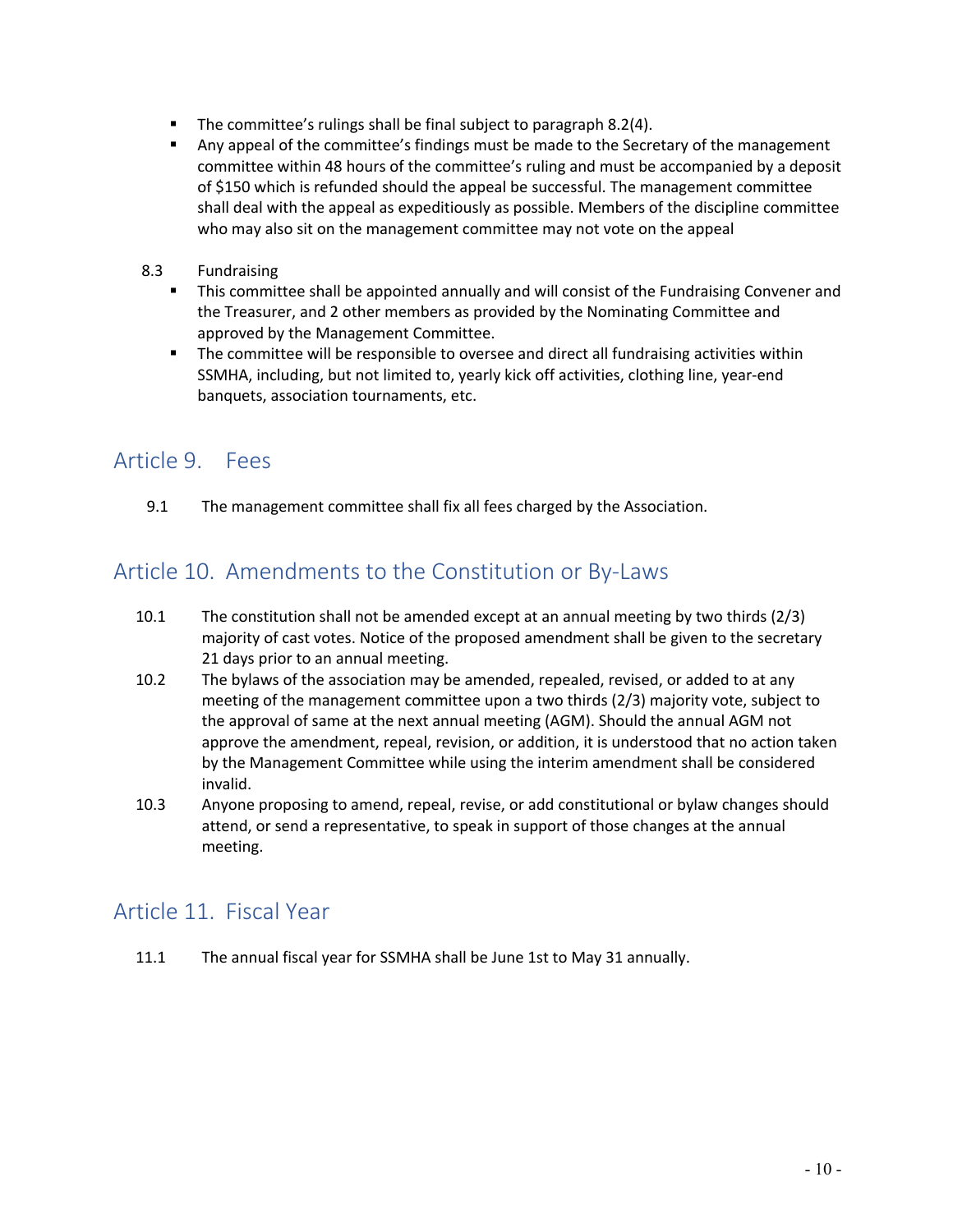- The committee's rulings shall be final subject to paragraph 8.2(4).
- Any appeal of the committee's findings must be made to the Secretary of the management committee within 48 hours of the committee's ruling and must be accompanied by a deposit of $150 which is refunded should the appeal be successful. The management committee shall deal with the appeal as expeditiously as possible. Members of the discipline committee who may also sit on the management committee may not vote on the appeal

8.3 Fundraising

- This committee shall be appointed annually and will consist of the Fundraising Convener and the Treasurer, and 2 other members as provided by the Nominating Committee and approved by the Management Committee.
- The committee will be responsible to oversee and direct all fundraising activities within SSMHA, including, but not limited to, yearly kick off activities, clothing line, year-end banquets, association tournaments, etc.

## Article 9. Fees

9.1 The management committee shall fix all fees charged by the Association.

## Article 10. Amendments to the Constitution or By-Laws

10.1 The constitution shall not be amended except at an annual meeting by two thirds (2/3) majority of cast votes. Notice of the proposed amendment shall be given to the secretary 21 days prior to an annual meeting.

10.2 The bylaws of the association may be amended, repealed, revised, or added to at any meeting of the management committee upon a two thirds (2/3) majority vote, subject to the approval of same at the next annual meeting (AGM). Should the annual AGM not approve the amendment, repeal, revision, or addition, it is understood that no action taken by the Management Committee while using the interim amendment shall be considered invalid.

10.3 Anyone proposing to amend, repeal, revise, or add constitutional or bylaw changes should attend, or send a representative, to speak in support of those changes at the annual meeting.

## Article 11. Fiscal Year

11.1 The annual fiscal year for SSMHA shall be June 1st to May 31 annually.